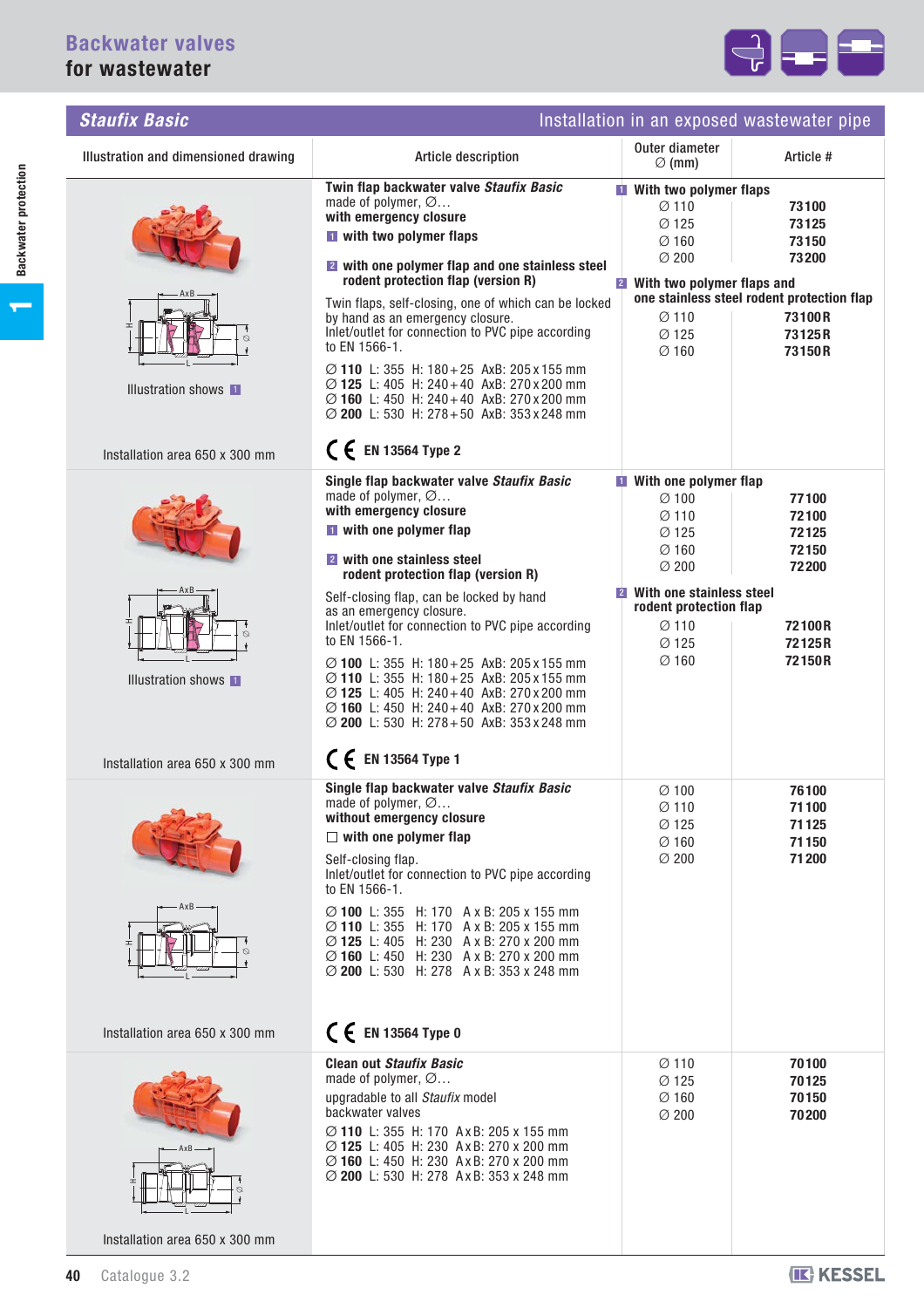# Backwater valves for wastewater

## Staufix Basic

Installation in an exposed wastewater pipe

| Illustration and dimensioned drawing | Article description | Outer diameter ∅ (mm) | Article # |
|---|---|---|---|
| Illustration shows 1<br><br>Installation area 650 x 300 mm | **Twin flap backwater valve *Staufix Basic***<br>made of polymer, ∅…<br>**with emergency closure**<br>**1 with two polymer flaps**<br><br>**2 with one polymer flap and one stainless steel rodent protection flap (version R)**<br><br>Twin flaps, self-closing, one of which can be locked by hand as an emergency closure.<br>Inlet/outlet for connection to PVC pipe according to EN 1566-1.<br><br>∅ **110** L: 355 H: 180 + 25 AxB: 205 x 155 mm<br>∅ **125** L: 405 H: 240 + 40 AxB: 270 x 200 mm<br>∅ **160** L: 450 H: 240 + 40 AxB: 270 x 200 mm<br>∅ **200** L: 530 H: 278 + 50 AxB: 353 x 248 mm<br><br>CE **EN 13564 Type 2** | **1 With two polymer flaps**<br>∅ 110<br>∅ 125<br>∅ 160<br>∅ 200<br>**2 With two polymer flaps and one stainless steel rodent protection flap**<br>∅ 110<br>∅ 125<br>∅ 160 | <br>**73100**<br>**73125**<br>**73150**<br>**73200**<br><br><br>**73100R**<br>**73125R**<br>**73150R** |
| Illustration shows 1<br><br>Installation area 650 x 300 mm | **Single flap backwater valve *Staufix Basic***<br>made of polymer, ∅…<br>**with emergency closure**<br>**1 with one polymer flap**<br><br>**2 with one stainless steel rodent protection flap (version R)**<br><br>Self-closing flap, can be locked by hand as an emergency closure.<br>Inlet/outlet for connection to PVC pipe according to EN 1566-1.<br><br>∅ **100** L: 355 H: 180 + 25 AxB: 205 x 155 mm<br>∅ **110** L: 355 H: 180 + 25 AxB: 205 x 155 mm<br>∅ **125** L: 405 H: 240 + 40 AxB: 270 x 200 mm<br>∅ **160** L: 450 H: 240 + 40 AxB: 270 x 200 mm<br>∅ **200** L: 530 H: 278 + 50 AxB: 353 x 248 mm<br><br>CE **EN 13564 Type 1** | **1 With one polymer flap**<br>∅ 100<br>∅ 110<br>∅ 125<br>∅ 160<br>∅ 200<br>**2 With one stainless steel rodent protection flap**<br>∅ 110<br>∅ 125<br>∅ 160 | <br>**77100**<br>**72100**<br>**72125**<br>**72150**<br>**72200**<br><br><br>**72100R**<br>**72125R**<br>**72150R** |
| Installation area 650 x 300 mm | **Single flap backwater valve *Staufix Basic***<br>made of polymer, ∅…<br>**without emergency closure**<br>☐ **with one polymer flap**<br><br>Self-closing flap.<br>Inlet/outlet for connection to PVC pipe according to EN 1566-1.<br><br>∅ **100** L: 355 H: 170 A x B: 205 x 155 mm<br>∅ **110** L: 355 H: 170 A x B: 205 x 155 mm<br>∅ **125** L: 405 H: 230 A x B: 270 x 200 mm<br>∅ **160** L: 450 H: 230 A x B: 270 x 200 mm<br>∅ **200** L: 530 H: 278 A x B: 353 x 248 mm<br><br>CE **EN 13564 Type 0** | ∅ 100<br>∅ 110<br>∅ 125<br>∅ 160<br>∅ 200 | **76100**<br>**71100**<br>**71125**<br>**71150**<br>**71200** |
| Installation area 650 x 300 mm | **Clean out *Staufix Basic***<br>made of polymer, ∅…<br>upgradable to all *Staufix* model backwater valves<br><br>∅ **110** L: 355 H: 170 AxB: 205 x 155 mm<br>∅ **125** L: 405 H: 230 AxB: 270 x 200 mm<br>∅ **160** L: 450 H: 230 AxB: 270 x 200 mm<br>∅ **200** L: 530 H: 278 AxB: 353 x 248 mm | ∅ 110<br>∅ 125<br>∅ 160<br>∅ 200 | **70100**<br>**70125**<br>**70150**<br>**70200** |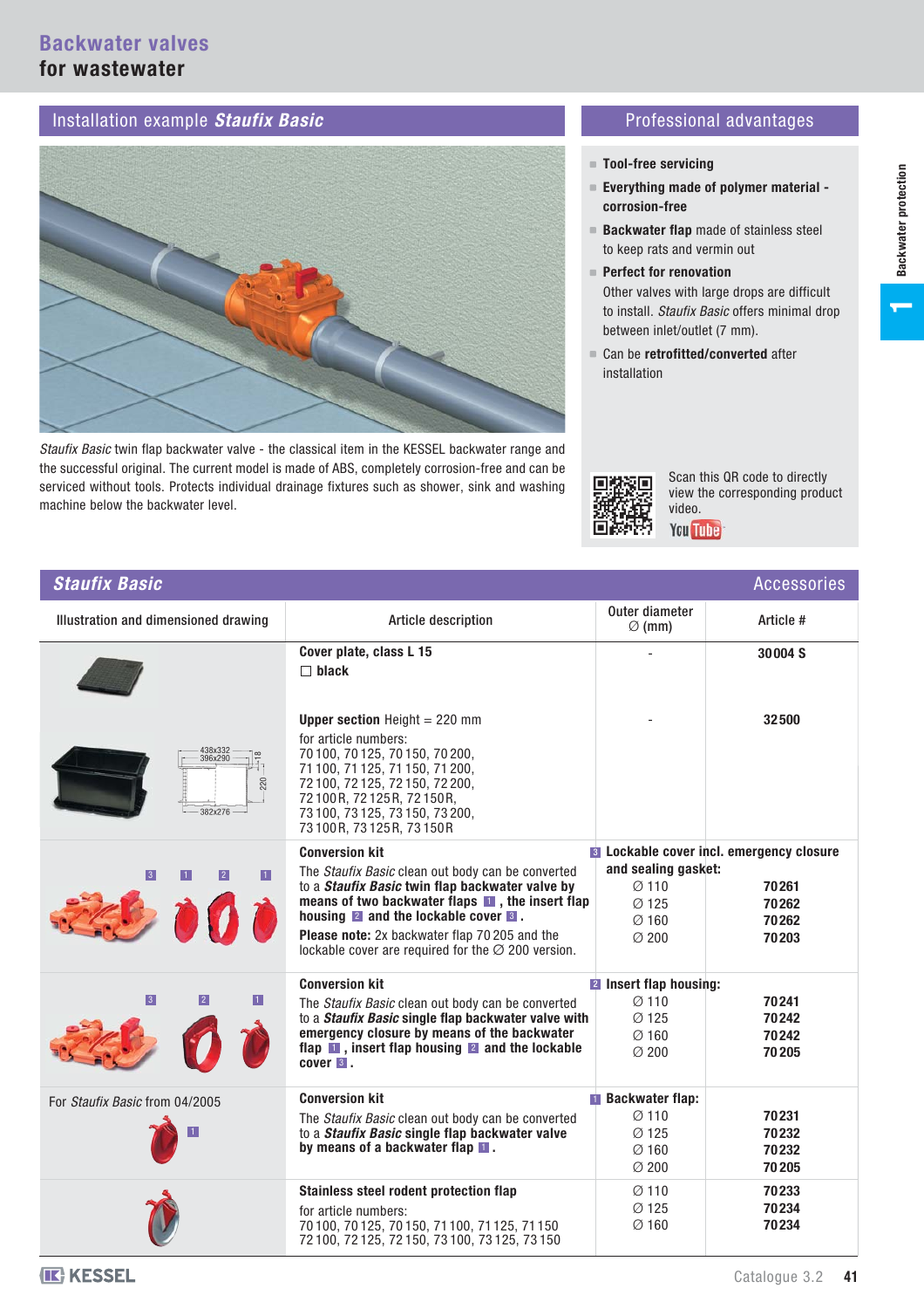# Backwater valves
## for wastewater

## Installation example *Staufix Basic*

*Staufix Basic* twin flap backwater valve - the classical item in the KESSEL backwater range and the successful original. The current model is made of ABS, completely corrosion-free and can be serviced without tools. Protects individual drainage fixtures such as shower, sink and washing machine below the backwater level.

## Professional advantages

- **Tool-free servicing**
- **Everything made of polymer material - corrosion-free**
- **Backwater flap** made of stainless steel to keep rats and vermin out
- **Perfect for renovation**
  Other valves with large drops are difficult to install. *Staufix Basic* offers minimal drop between inlet/outlet (7 mm).
- Can be **retrofitted/converted** after installation

Scan this QR code to directly view the corresponding product video.

Backwater protection

## *Staufix Basic* — Accessories

| Illustration and dimensioned drawing | Article description | Outer diameter ∅ (mm) | Article # |
|---|---|---|---|
| | **Cover plate, class L 15**<br>☐ **black** | - | **30004 S** |
| 438x332<br>396x290<br>18<br>220<br>382x276 | **Upper section** Height = 220 mm<br>for article numbers:<br>70 100, 70 125, 70 150, 70 200,<br>71 100, 71 125, 71 150, 71 200,<br>72 100, 72 125, 72 150, 72 200,<br>72 100 R, 72 125 R, 72 150 R,<br>73 100, 73 125, 73 150, 73 200,<br>73 100 R, 73 125 R, 73 150 R | - | **32500** |
| 3 1 2 1 | **Conversion kit**<br>The *Staufix Basic* clean out body can be converted to a ***Staufix Basic* twin flap backwater valve by means of two backwater flaps** 1 **, the insert flap housing** 2 **and the lockable cover** 3 **.**<br>**Please note:** 2x backwater flap 70 205 and the lockable cover are required for the ∅ 200 version. | 3 **Lockable cover incl. emergency closure and sealing gasket:**<br>∅ 110<br>∅ 125<br>∅ 160<br>∅ 200 | <br><br>**70261**<br>**70262**<br>**70262**<br>**70203** |
| 3 2 1 | **Conversion kit**<br>The *Staufix Basic* clean out body can be converted to a ***Staufix Basic* single flap backwater valve with emergency closure by means of a backwater flap** 1 **, insert flap housing** 2 **and the lockable cover** 3 **.** | 2 **Insert flap housing:**<br>∅ 110<br>∅ 125<br>∅ 160<br>∅ 200 | <br>**70241**<br>**70242**<br>**70242**<br>**70205** |
| For *Staufix Basic* from 04/2005<br>1 | **Conversion kit**<br>The *Staufix Basic* clean out body can be converted to a ***Staufix Basic* single flap backwater valve by means of a backwater flap** 1 **.** | 1 **Backwater flap:**<br>∅ 110<br>∅ 125<br>∅ 160<br>∅ 200 | <br>**70231**<br>**70232**<br>**70232**<br>**70205** |
| | **Stainless steel rodent protection flap**<br>for article numbers:<br>70 100, 70 125, 70 150, 71 100, 71 125, 71 150<br>72 100, 72 125, 72 150, 73 100, 73 125, 73 150 | ∅ 110<br>∅ 125<br>∅ 160 | **70233**<br>**70234**<br>**70234** |

KESSEL

Catalogue 3.2